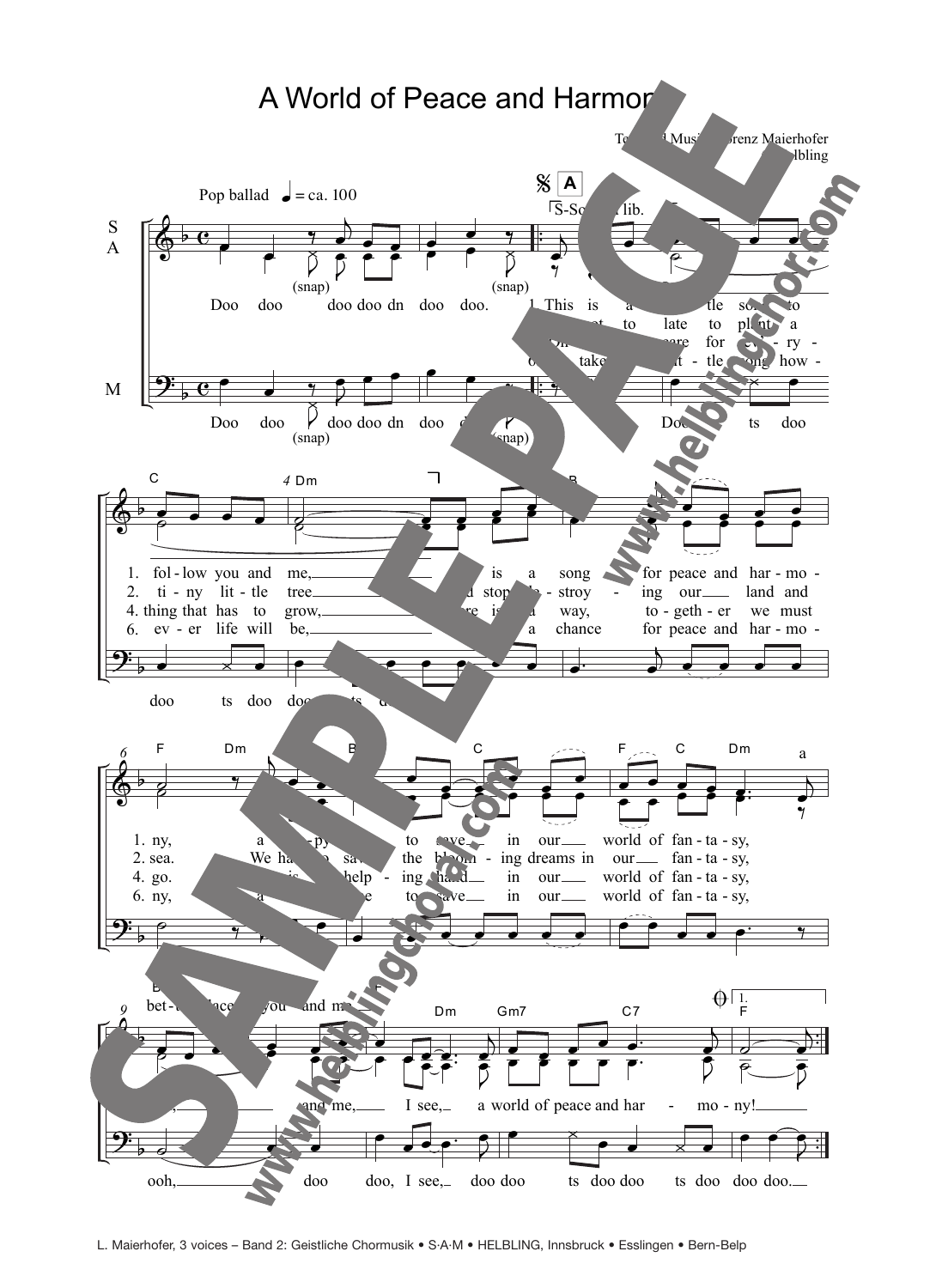# A World of Peace and Harmony

Text and Music: Lorenz Maierhofer
© Helbling

Pop ballad ♩ = ca. 100

L. Maierhofer, 3 voices – Band 2: Geistliche Chormusik • S·A·M • HELBLING, Innsbruck • Esslingen • Bern-Belp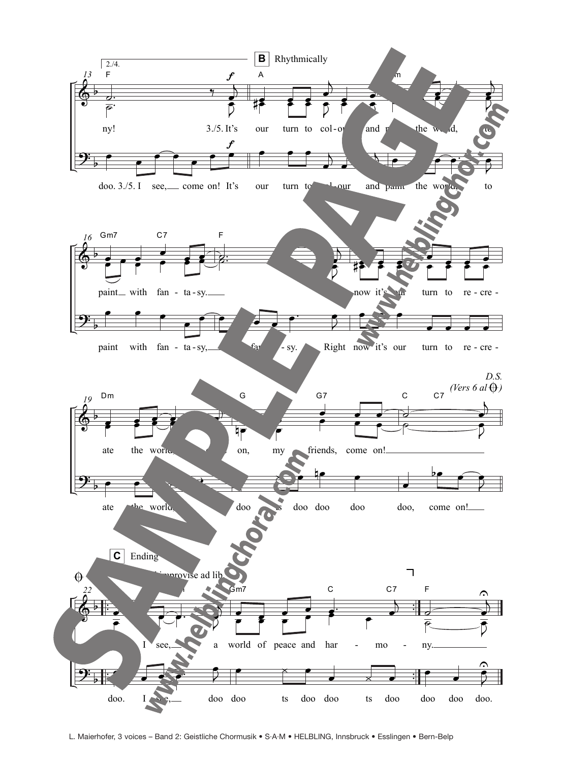**B** Rhythmically

**C** Ending

D.S. (Vers 6 al 𝄌)

ny! 3./5. It's our turn to col-our and paint the world, to paint with fan-ta-sy. now it's our turn to re-cre-ate the world, come on, my friends, come on!

doo. 3./5. I see, come on! It's our turn to col-our and paint the world, to paint with fan-ta-sy, fan-ta-sy. Right now it's our turn to re-cre-ate the world, doo ts doo doo doo doo, come on!

improvise ad lib.

I see, a world of peace and har-mo-ny.

doo. I see, doo doo ts doo doo ts doo doo doo doo.

L. Maierhofer, 3 voices – Band 2: Geistliche Chormusik • S·A·M • HELBLING, Innsbruck • Esslingen • Bern-Belp